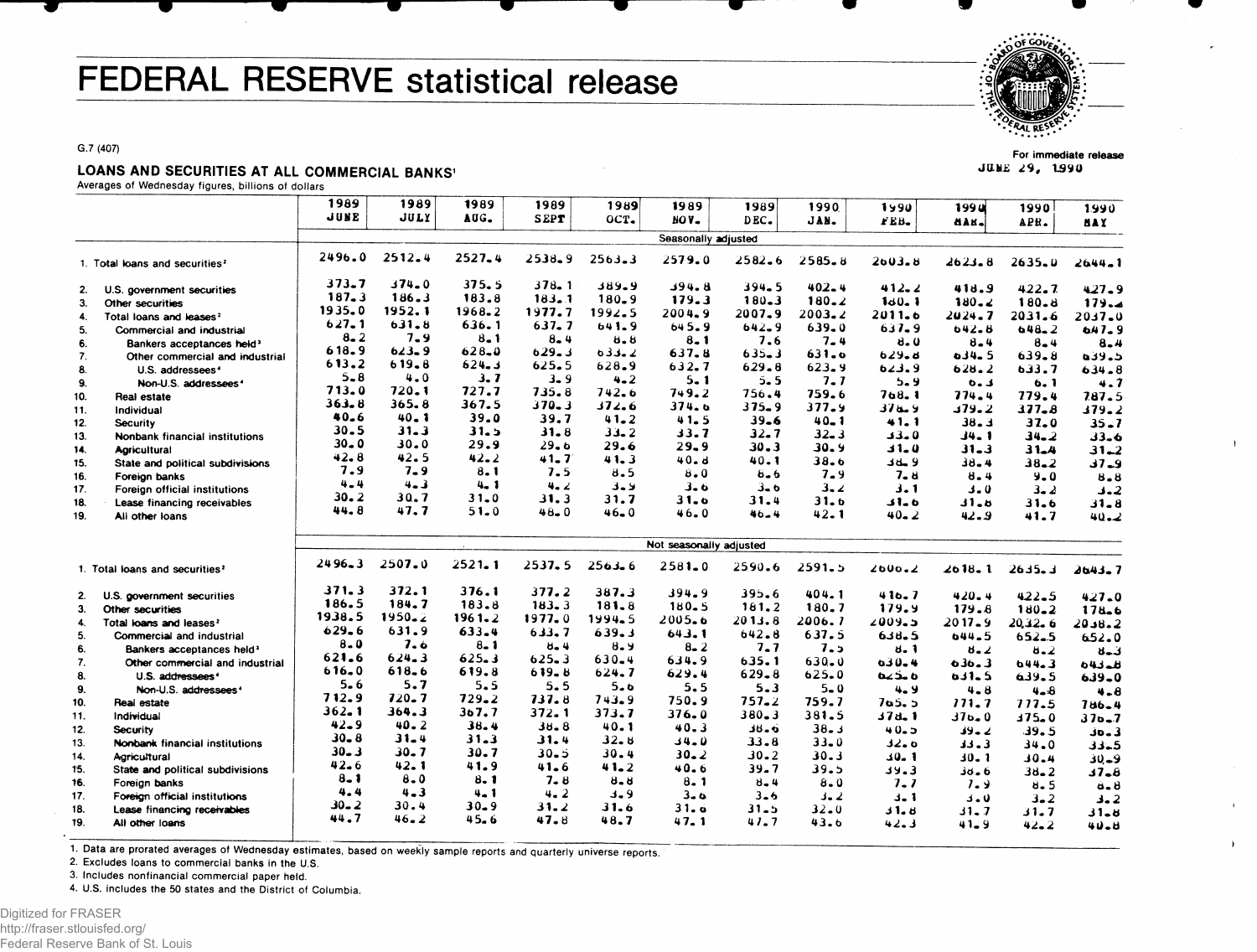# FEDERAL RESERVE statistical release

G.7 (407)

For immediate release
JUNE 29, 1990

## LOANS AND SECURITIES AT ALL COMMERCIAL BANKS[1]

Averages of Wednesday figures, billions of dollars

| | 1989 JUNE | 1989 JULY | 1989 AUG. | 1989 SEPT | 1989 OCT. | 1989 NOV. | 1989 DEC. | 1990 JAN. | 1990 FEB. | 1990 MAR. | 1990 APR. | 1990 MAY |
|---|---|---|---|---|---|---|---|---|---|---|---|---|
| | Seasonally adjusted | | | | | | | | | | | |
| 1. Total loans and securities[2] | 2496.0 | 2512.4 | 2527.4 | 2538.9 | 2563.3 | 2579.0 | 2582.6 | 2585.8 | 2603.8 | 2623.8 | 2635.0 | 2644.1 |
| 2. U.S. government securities | 373.7 | 374.0 | 375.5 | 378.1 | 389.9 | 394.8 | 394.5 | 402.4 | 412.2 | 418.9 | 422.7 | 427.9 |
| 3. Other securities | 187.3 | 186.3 | 183.8 | 183.1 | 180.9 | 179.3 | 180.3 | 180.2 | 180.1 | 180.2 | 180.8 | 179.2 |
| 4. Total loans and leases[2] | 1935.0 | 1952.1 | 1968.2 | 1977.7 | 1992.5 | 2004.9 | 2007.9 | 2003.2 | 2011.6 | 2024.7 | 2031.6 | 2037.0 |
| 5. Commercial and industrial | 627.1 | 631.8 | 636.1 | 637.7 | 641.9 | 645.9 | 642.9 | 639.0 | 637.9 | 642.8 | 648.2 | 647.9 |
| 6. Bankers acceptances held[3] | 8.2 | 7.9 | 8.1 | 8.4 | 8.8 | 8.1 | 7.6 | 7.4 | 8.0 | 8.4 | 8.4 | 8.4 |
| 7. Other commercial and industrial | 618.9 | 623.9 | 628.0 | 629.3 | 633.2 | 637.8 | 635.3 | 631.6 | 629.8 | 634.5 | 639.8 | 639.5 |
| 8. U.S. addressees[4] | 613.2 | 619.8 | 624.3 | 625.5 | 628.9 | 632.7 | 629.8 | 623.9 | 623.9 | 628.2 | 633.7 | 634.8 |
| 9. Non-U.S. addressees[4] | 5.8 | 4.0 | 3.7 | 3.9 | 4.2 | 5.1 | 5.5 | 7.7 | 5.9 | 6.3 | 6.1 | 4.7 |
| 10. Real estate | 713.0 | 720.1 | 727.7 | 735.8 | 742.6 | 749.2 | 756.4 | 759.6 | 768.1 | 774.4 | 779.4 | 787.5 |
| 11. Individual | 363.8 | 365.8 | 367.5 | 370.3 | 372.6 | 374.6 | 375.9 | 377.9 | 378.9 | 379.2 | 377.8 | 379.2 |
| 12. Security | 40.6 | 40.1 | 39.0 | 39.7 | 41.2 | 41.5 | 39.6 | 40.1 | 41.1 | 38.3 | 37.0 | 35.7 |
| 13. Nonbank financial institutions | 30.5 | 31.3 | 31.5 | 31.8 | 33.2 | 33.7 | 32.7 | 32.3 | 33.0 | 34.1 | 34.2 | 33.6 |
| 14. Agricultural | 30.0 | 30.0 | 29.9 | 29.6 | 29.6 | 29.9 | 30.3 | 30.9 | 31.0 | 31.3 | 31.4 | 31.2 |
| 15. State and political subdivisions | 42.8 | 42.5 | 42.2 | 41.7 | 41.3 | 40.8 | 40.1 | 38.6 | 38.9 | 38.4 | 38.2 | 37.9 |
| 16. Foreign banks | 7.9 | 7.9 | 8.1 | 7.5 | 8.5 | 8.0 | 6.6 | 7.9 | 7.8 | 8.4 | 9.0 | 8.8 |
| 17. Foreign official institutions | 4.4 | 4.3 | 4.1 | 4.2 | 3.9 | 3.6 | 3.6 | 3.2 | 3.1 | 3.0 | 3.2 | 3.2 |
| 18. Lease financing receivables | 30.2 | 30.7 | 31.0 | 31.3 | 31.7 | 31.6 | 31.4 | 31.6 | 31.6 | 31.8 | 31.6 | 31.8 |
| 19. All other loans | 44.8 | 47.7 | 51.0 | 48.0 | 46.0 | 46.0 | 46.4 | 42.1 | 40.2 | 42.9 | 41.7 | 40.2 |
| | Not seasonally adjusted | | | | | | | | | | | |
| 1. Total loans and securities[2] | 2496.3 | 2507.0 | 2521.1 | 2537.5 | 2563.6 | 2581.0 | 2590.6 | 2591.5 | 2606.2 | 2618.1 | 2635.3 | 2643.7 |
| 2. U.S. government securities | 371.3 | 372.1 | 376.1 | 377.2 | 387.3 | 394.9 | 395.6 | 404.1 | 416.7 | 420.4 | 422.5 | 427.0 |
| 3. Other securities | 186.5 | 184.7 | 183.8 | 183.3 | 181.8 | 180.5 | 181.2 | 180.7 | 179.9 | 179.8 | 180.2 | 178.6 |
| 4. Total loans and leases[2] | 1938.5 | 1950.2 | 1961.2 | 1977.0 | 1994.5 | 2005.6 | 2013.8 | 2006.7 | 2009.5 | 2017.9 | 2032.6 | 2038.2 |
| 5. Commercial and industrial | 629.6 | 631.9 | 633.4 | 633.7 | 639.3 | 643.1 | 642.8 | 637.5 | 638.5 | 644.5 | 652.5 | 652.0 |
| 6. Bankers acceptances held[3] | 8.0 | 7.6 | 8.1 | 8.4 | 8.9 | 8.2 | 7.7 | 7.5 | 8.1 | 8.2 | 8.2 | 8.3 |
| 7. Other commercial and industrial | 621.6 | 624.3 | 625.3 | 625.3 | 630.4 | 634.9 | 635.1 | 630.0 | 630.4 | 636.3 | 644.3 | 643.8 |
| 8. U.S. addressees[4] | 616.0 | 618.6 | 619.8 | 619.8 | 624.7 | 629.4 | 629.8 | 625.0 | 625.6 | 631.5 | 639.5 | 639.0 |
| 9. Non-U.S. addressees[4] | 5.6 | 5.7 | 5.5 | 5.5 | 5.6 | 5.5 | 5.3 | 5.0 | 4.9 | 4.8 | 4.8 | 4.8 |
| 10. Real estate | 712.9 | 720.7 | 729.2 | 737.8 | 743.9 | 750.9 | 757.2 | 759.7 | 765.5 | 771.7 | 777.5 | 786.4 |
| 11. Individual | 362.1 | 364.3 | 367.7 | 372.1 | 373.7 | 376.0 | 380.3 | 381.5 | 378.1 | 376.0 | 375.0 | 376.7 |
| 12. Security | 42.9 | 40.2 | 38.4 | 38.8 | 40.1 | 40.3 | 38.6 | 38.3 | 40.5 | 39.2 | 39.5 | 36.3 |
| 13. Nonbank financial institutions | 30.8 | 31.4 | 31.3 | 31.4 | 32.8 | 34.0 | 33.8 | 33.0 | 32.6 | 33.3 | 34.0 | 33.5 |
| 14. Agricultural | 30.3 | 30.7 | 30.7 | 30.5 | 30.4 | 30.2 | 30.2 | 30.3 | 30.1 | 30.1 | 30.4 | 30.9 |
| 15. State and political subdivisions | 42.6 | 42.1 | 41.9 | 41.6 | 41.2 | 40.6 | 39.7 | 39.5 | 39.3 | 38.6 | 38.2 | 37.8 |
| 16. Foreign banks | 8.1 | 8.0 | 8.1 | 7.8 | 8.8 | 8.1 | 8.4 | 8.0 | 7.7 | 7.9 | 8.5 | 8.8 |
| 17. Foreign official institutions | 4.4 | 4.3 | 4.1 | 4.2 | 3.9 | 3.6 | 3.6 | 3.2 | 3.1 | 3.0 | 3.2 | 3.2 |
| 18. Lease financing receivables | 30.2 | 30.4 | 30.9 | 31.2 | 31.6 | 31.6 | 31.5 | 32.0 | 31.8 | 31.7 | 31.7 | 31.8 |
| 19. All other loans | 44.7 | 46.2 | 45.6 | 47.8 | 48.7 | 47.1 | 47.7 | 43.6 | 42.3 | 41.9 | 42.2 | 40.8 |

1. Data are prorated averages of Wednesday estimates, based on weekly sample reports and quarterly universe reports.
2. Excludes loans to commercial banks in the U.S.
3. Includes nonfinancial commercial paper held.
4. U.S. includes the 50 states and the District of Columbia.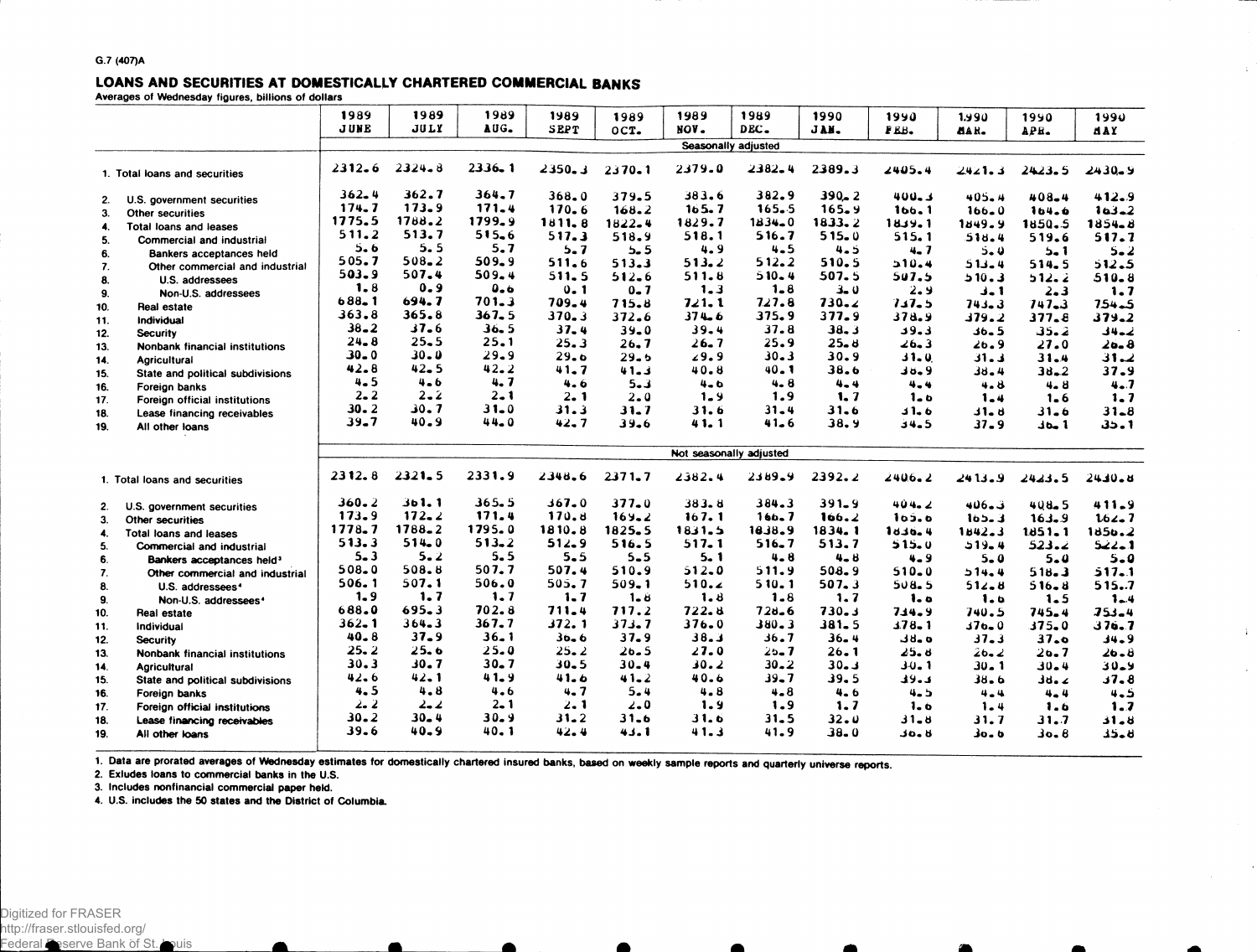G.7 (407)A

# LOANS AND SECURITIES AT DOMESTICALLY CHARTERED COMMERCIAL BANKS

Averages of Wednesday figures, billions of dollars

| | 1989 JUNE | 1989 JULY | 1989 AUG. | 1989 SEPT | 1989 OCT. | 1989 NOV. | 1989 DEC. | 1990 JAN. | 1990 FEB. | 1990 MAR. | 1990 APR. | 1990 MAY |
|---|---|---|---|---|---|---|---|---|---|---|---|---|
| | Seasonally adjusted | | | | | | | | | | | |
| 1. Total loans and securities | 2312.6 | 2324.8 | 2336.1 | 2350.3 | 2370.1 | 2379.0 | 2382.4 | 2389.3 | 2405.4 | 2421.3 | 2423.5 | 2430.9 |
| 2. U.S. government securities | 362.4 | 362.7 | 364.7 | 368.0 | 379.5 | 383.6 | 382.9 | 390.2 | 400.3 | 405.4 | 408.4 | 412.9 |
| 3. Other securities | 174.7 | 173.9 | 171.4 | 170.6 | 168.2 | 165.7 | 165.5 | 165.9 | 166.1 | 166.0 | 164.6 | 163.2 |
| 4. Total loans and leases | 1775.5 | 1788.2 | 1799.9 | 1811.8 | 1822.4 | 1829.7 | 1834.0 | 1833.2 | 1839.1 | 1849.9 | 1850.5 | 1854.8 |
| 5. Commercial and industrial | 511.2 | 513.7 | 515.6 | 517.3 | 518.9 | 518.1 | 516.7 | 515.0 | 515.1 | 518.4 | 519.6 | 517.7 |
| 6. Bankers acceptances held | 5.6 | 5.5 | 5.7 | 5.7 | 5.5 | 4.9 | 4.5 | 4.5 | 4.7 | 5.0 | 5.1 | 5.2 |
| 7. Other commercial and industrial | 505.7 | 508.2 | 509.9 | 511.6 | 513.3 | 513.2 | 512.2 | 510.5 | 510.4 | 513.4 | 514.5 | 512.5 |
| 8. U.S. addressees | 503.9 | 507.4 | 509.4 | 511.5 | 512.6 | 511.8 | 510.4 | 507.5 | 507.5 | 510.3 | 512.2 | 510.8 |
| 9. Non-U.S. addressees | 1.8 | 0.9 | 0.6 | 0.1 | 0.7 | 1.3 | 1.8 | 3.0 | 2.9 | 3.1 | 2.3 | 1.7 |
| 10. Real estate | 688.1 | 694.7 | 701.3 | 709.4 | 715.8 | 721.1 | 727.8 | 730.2 | 737.5 | 743.3 | 747.3 | 754.5 |
| 11. Individual | 363.8 | 365.8 | 367.5 | 370.3 | 372.6 | 374.6 | 375.9 | 377.9 | 378.9 | 379.2 | 377.8 | 379.2 |
| 12. Security | 38.2 | 37.6 | 36.5 | 37.4 | 39.0 | 39.4 | 37.8 | 38.3 | 39.3 | 36.5 | 35.2 | 34.2 |
| 13. Nonbank financial institutions | 24.8 | 25.5 | 25.1 | 25.3 | 26.7 | 26.7 | 25.9 | 25.8 | 26.3 | 26.9 | 27.0 | 26.8 |
| 14. Agricultural | 30.0 | 30.0 | 29.9 | 29.6 | 29.6 | 29.9 | 30.3 | 30.9 | 31.0 | 31.3 | 31.4 | 31.2 |
| 15. State and political subdivisions | 42.8 | 42.5 | 42.2 | 41.7 | 41.3 | 40.8 | 40.1 | 38.6 | 38.9 | 38.4 | 38.2 | 37.9 |
| 16. Foreign banks | 4.5 | 4.6 | 4.7 | 4.6 | 5.3 | 4.6 | 4.8 | 4.4 | 4.4 | 4.8 | 4.8 | 4.7 |
| 17. Foreign official institutions | 2.2 | 2.2 | 2.1 | 2.1 | 2.0 | 1.9 | 1.9 | 1.7 | 1.6 | 1.4 | 1.6 | 1.7 |
| 18. Lease financing receivables | 30.2 | 30.7 | 31.0 | 31.3 | 31.7 | 31.6 | 31.4 | 31.6 | 31.6 | 31.8 | 31.6 | 31.8 |
| 19. All other loans | 39.7 | 40.9 | 44.0 | 42.7 | 39.6 | 41.1 | 41.6 | 38.9 | 34.5 | 37.9 | 36.1 | 35.1 |
| | Not seasonally adjusted | | | | | | | | | | | |
| 1. Total loans and securities | 2312.8 | 2321.5 | 2331.9 | 2348.6 | 2371.7 | 2382.4 | 2389.9 | 2392.2 | 2406.2 | 2413.9 | 2423.5 | 2430.8 |
| 2. U.S. government securities | 360.2 | 361.1 | 365.5 | 367.0 | 377.0 | 383.8 | 384.3 | 391.9 | 404.2 | 406.3 | 408.5 | 411.9 |
| 3. Other securities | 173.9 | 172.2 | 171.4 | 170.8 | 169.2 | 167.1 | 166.7 | 166.2 | 165.6 | 165.3 | 163.9 | 162.7 |
| 4. Total loans and leases | 1778.7 | 1788.2 | 1795.0 | 1810.8 | 1825.5 | 1831.5 | 1838.9 | 1834.1 | 1836.4 | 1842.3 | 1851.1 | 1856.2 |
| 5. Commercial and industrial | 513.3 | 514.0 | 513.2 | 512.9 | 516.5 | 517.1 | 516.7 | 513.7 | 515.0 | 519.4 | 523.2 | 522.1 |
| 6. Bankers acceptances held[3] | 5.3 | 5.2 | 5.5 | 5.5 | 5.5 | 5.1 | 4.8 | 4.8 | 4.9 | 5.0 | 5.0 | 5.0 |
| 7. Other commercial and industrial | 508.0 | 508.8 | 507.7 | 507.4 | 510.9 | 512.0 | 511.9 | 508.9 | 510.0 | 514.4 | 518.3 | 517.1 |
| 8. U.S. addressees[4] | 506.1 | 507.1 | 506.0 | 505.7 | 509.1 | 510.2 | 510.1 | 507.3 | 508.5 | 512.8 | 516.8 | 515.7 |
| 9. Non-U.S. addressees[4] | 1.9 | 1.7 | 1.7 | 1.7 | 1.8 | 1.8 | 1.8 | 1.7 | 1.6 | 1.6 | 1.5 | 1.4 |
| 10. Real estate | 688.0 | 695.3 | 702.8 | 711.4 | 717.2 | 722.8 | 728.6 | 730.3 | 734.9 | 740.5 | 745.4 | 753.4 |
| 11. Individual | 362.1 | 364.3 | 367.7 | 372.1 | 373.7 | 376.0 | 380.3 | 381.5 | 378.1 | 376.0 | 375.0 | 376.7 |
| 12. Security | 40.8 | 37.9 | 36.1 | 36.6 | 37.9 | 38.3 | 36.7 | 36.4 | 38.6 | 37.3 | 37.6 | 34.9 |
| 13. Nonbank financial institutions | 25.2 | 25.6 | 25.0 | 25.2 | 26.5 | 27.0 | 25.7 | 26.1 | 25.8 | 26.2 | 26.7 | 26.8 |
| 14. Agricultural | 30.3 | 30.7 | 30.7 | 30.5 | 30.4 | 30.2 | 30.2 | 30.3 | 30.1 | 30.1 | 30.4 | 30.9 |
| 15. State and political subdivisions | 42.6 | 42.1 | 41.9 | 41.6 | 41.2 | 40.6 | 39.7 | 39.5 | 39.3 | 38.6 | 38.2 | 37.8 |
| 16. Foreign banks | 4.5 | 4.8 | 4.6 | 4.7 | 5.4 | 4.8 | 4.8 | 4.6 | 4.5 | 4.4 | 4.4 | 4.5 |
| 17. Foreign official institutions | 2.2 | 2.2 | 2.1 | 2.1 | 2.0 | 1.9 | 1.9 | 1.7 | 1.6 | 1.4 | 1.6 | 1.7 |
| 18. Lease financing receivables | 30.2 | 30.4 | 30.9 | 31.2 | 31.6 | 31.6 | 31.5 | 32.0 | 31.8 | 31.7 | 31.7 | 31.8 |
| 19. All other loans | 39.6 | 40.9 | 40.1 | 42.4 | 43.1 | 41.3 | 41.9 | 38.0 | 36.8 | 36.6 | 36.8 | 35.8 |

1. Data are prorated averages of Wednesday estimates for domestically chartered insured banks, based on weekly sample reports and quarterly universe reports.
2. Exludes loans to commercial banks in the U.S.
3. Includes nonfinancial commercial paper held.
4. U.S. includes the 50 states and the District of Columbia.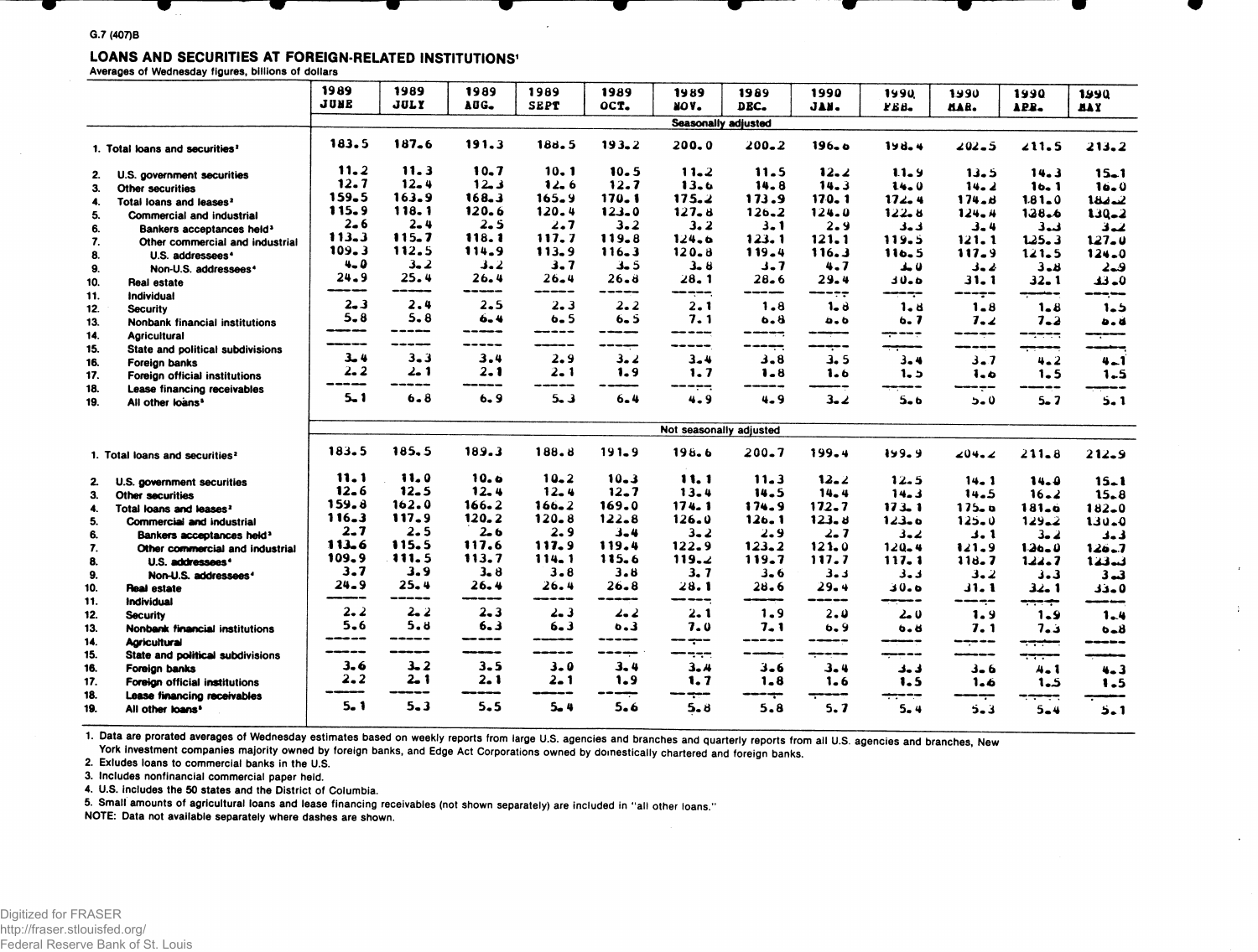G.7 (407)B

## LOANS AND SECURITIES AT FOREIGN-RELATED INSTITUTIONS[1]

Averages of Wednesday figures, billions of dollars

| | 1989 JUNE | 1989 JULY | 1989 AUG. | 1989 SEPT | 1989 OCT. | 1989 NOV. | 1989 DEC. | 1990 JAN. | 1990 FEB. | 1990 MAR. | 1990 APR. | 1990 MAY |
|---|---|---|---|---|---|---|---|---|---|---|---|---|
| | | | | | | Seasonally adjusted | | | | | | |
| 1. Total loans and securities[2] | 183.5 | 187.6 | 191.3 | 188.5 | 193.2 | 200.0 | 200.2 | 196.6 | 198.4 | 202.5 | 211.5 | 213.2 |
| 2. U.S. government securities | 11.2 | 11.3 | 10.7 | 10.1 | 10.5 | 11.2 | 11.5 | 12.2 | 11.9 | 13.5 | 14.3 | 15.1 |
| 3. Other securities | 12.7 | 12.4 | 12.3 | 12.6 | 12.7 | 13.6 | 14.8 | 14.3 | 14.0 | 14.2 | 16.1 | 16.0 |
| 4. Total loans and leases[2] | 159.5 | 163.9 | 168.3 | 165.9 | 170.1 | 175.2 | 173.9 | 170.1 | 172.4 | 174.8 | 181.0 | 182.2 |
| 5. Commercial and industrial | 115.9 | 118.1 | 120.6 | 120.4 | 123.0 | 127.8 | 126.2 | 124.0 | 122.8 | 124.4 | 128.6 | 130.2 |
| 6. Bankers acceptances held[3] | 2.6 | 2.4 | 2.5 | 2.7 | 3.2 | 3.2 | 3.1 | 2.9 | 3.3 | 3.4 | 3.3 | 3.2 |
| 7. Other commercial and industrial | 113.3 | 115.7 | 118.1 | 117.7 | 119.8 | 124.6 | 123.1 | 121.1 | 119.5 | 121.1 | 125.3 | 127.0 |
| 8. U.S. addressees[4] | 109.3 | 112.5 | 114.9 | 113.9 | 116.3 | 120.8 | 119.4 | 116.3 | 116.5 | 117.9 | 121.5 | 124.0 |
| 9. Non-U.S. addressees[4] | 4.0 | 3.2 | 3.2 | 3.7 | 3.5 | 3.8 | 3.7 | 4.7 | 3.0 | 3.2 | 3.8 | 2.9 |
| 10. Real estate | 24.9 | 25.4 | 26.4 | 26.4 | 26.8 | 28.1 | 28.6 | 29.4 | 30.6 | 31.1 | 32.1 | 33.0 |
| 11. Individual | ----- | ----- | ----- | ----- | ----- | ----- | ----- | ----- | ----- | ----- | ----- | ----- |
| 12. Security | 2.3 | 2.4 | 2.5 | 2.3 | 2.2 | 2.1 | 1.8 | 1.8 | 1.8 | 1.8 | 1.8 | 1.5 |
| 13. Nonbank financial institutions | 5.8 | 5.8 | 6.4 | 6.5 | 6.5 | 7.1 | 6.8 | 6.6 | 6.7 | 7.2 | 7.2 | 6.8 |
| 14. Agricultural | ----- | ----- | ----- | ----- | ----- | ----- | ----- | ----- | ----- | ----- | ----- | ----- |
| 15. State and political subdivisions | ----- | ----- | ----- | ----- | ----- | ----- | ----- | ----- | ----- | ----- | ----- | ----- |
| 16. Foreign banks | 3.4 | 3.3 | 3.4 | 2.9 | 3.2 | 3.4 | 3.8 | 3.5 | 3.4 | 3.7 | 4.2 | 4.1 |
| 17. Foreign official institutions | 2.2 | 2.1 | 2.1 | 2.1 | 1.9 | 1.7 | 1.8 | 1.6 | 1.5 | 1.6 | 1.5 | 1.5 |
| 18. Lease financing receivables | ----- | ----- | ----- | ----- | ----- | ----- | ----- | ----- | ----- | ----- | ----- | ----- |
| 19. All other loans[5] | 5.1 | 6.8 | 6.9 | 5.3 | 6.4 | 4.9 | 4.9 | 3.2 | 5.6 | 5.0 | 5.7 | 5.1 |
| | | | | | | Not seasonally adjusted | | | | | | |
| 1. Total loans and securities[2] | 183.5 | 185.5 | 189.3 | 188.8 | 191.9 | 198.6 | 200.7 | 199.4 | 199.9 | 204.2 | 211.8 | 212.9 |
| 2. U.S. government securities | 11.1 | 11.0 | 10.6 | 10.2 | 10.3 | 11.1 | 11.3 | 12.2 | 12.5 | 14.1 | 14.0 | 15.1 |
| 3. Other securities | 12.6 | 12.5 | 12.4 | 12.4 | 12.7 | 13.4 | 14.5 | 14.4 | 14.3 | 14.5 | 16.2 | 15.8 |
| 4. Total loans and leases[2] | 159.8 | 162.0 | 166.2 | 166.2 | 169.0 | 174.1 | 174.9 | 172.7 | 173.1 | 175.6 | 181.6 | 182.0 |
| 5. Commercial and industrial | 116.3 | 117.9 | 120.2 | 120.8 | 122.8 | 126.0 | 126.1 | 123.8 | 123.6 | 125.0 | 129.2 | 130.0 |
| 6. Bankers acceptances held[3] | 2.7 | 2.5 | 2.6 | 2.9 | 3.4 | 3.2 | 2.9 | 2.7 | 3.2 | 3.1 | 3.2 | 3.3 |
| 7. Other commercial and industrial | 113.6 | 115.5 | 117.6 | 117.9 | 119.4 | 122.9 | 123.2 | 121.0 | 120.4 | 121.9 | 126.0 | 126.7 |
| 8. U.S. addressees[4] | 109.9 | 111.5 | 113.7 | 114.1 | 115.6 | 119.2 | 119.7 | 117.7 | 117.1 | 118.7 | 122.7 | 123.3 |
| 9. Non-U.S. addressees[4] | 3.7 | 3.9 | 3.8 | 3.8 | 3.8 | 3.7 | 3.6 | 3.3 | 3.3 | 3.2 | 3.3 | 3.3 |
| 10. Real estate | 24.9 | 25.4 | 26.4 | 26.4 | 26.8 | 28.1 | 28.6 | 29.4 | 30.6 | 31.1 | 32.1 | 33.0 |
| 11. Individual | ----- | ----- | ----- | ----- | ----- | ----- | ----- | ----- | ----- | ----- | ----- | ----- |
| 12. Security | 2.2 | 2.2 | 2.3 | 2.3 | 2.2 | 2.1 | 1.9 | 2.0 | 2.0 | 1.9 | 1.9 | 1.4 |
| 13. Nonbank financial institutions | 5.6 | 5.8 | 6.3 | 6.3 | 6.3 | 7.0 | 7.1 | 6.9 | 6.8 | 7.1 | 7.3 | 6.8 |
| 14. Agricultural | ----- | ----- | ----- | ----- | ----- | ----- | ----- | ----- | ----- | ----- | ----- | ----- |
| 15. State and political subdivisions | ----- | ----- | ----- | ----- | ----- | ----- | ----- | ----- | ----- | ----- | ----- | ----- |
| 16. Foreign banks | 3.6 | 3.2 | 3.5 | 3.0 | 3.4 | 3.4 | 3.6 | 3.4 | 3.3 | 3.6 | 4.1 | 4.3 |
| 17. Foreign official institutions | 2.2 | 2.1 | 2.1 | 2.1 | 1.9 | 1.7 | 1.8 | 1.6 | 1.5 | 1.6 | 1.5 | 1.5 |
| 18. Lease financing receivables | ----- | ----- | ----- | ----- | ----- | ----- | ----- | ----- | ----- | ----- | ----- | ----- |
| 19. All other loans[5] | 5.1 | 5.3 | 5.5 | 5.4 | 5.6 | 5.8 | 5.8 | 5.7 | 5.4 | 5.3 | 5.4 | 5.1 |

1. Data are prorated averages of Wednesday estimates based on weekly reports from large U.S. agencies and branches and quarterly reports from all U.S. agencies and branches, New York investment companies majority owned by foreign banks, and Edge Act Corporations owned by domestically chartered and foreign banks.
2. Exludes loans to commercial banks in the U.S.
3. Includes nonfinancial commercial paper held.
4. U.S. includes the 50 states and the District of Columbia.
5. Small amounts of agricultural loans and lease financing receivables (not shown separately) are included in "all other loans."

NOTE: Data not available separately where dashes are shown.